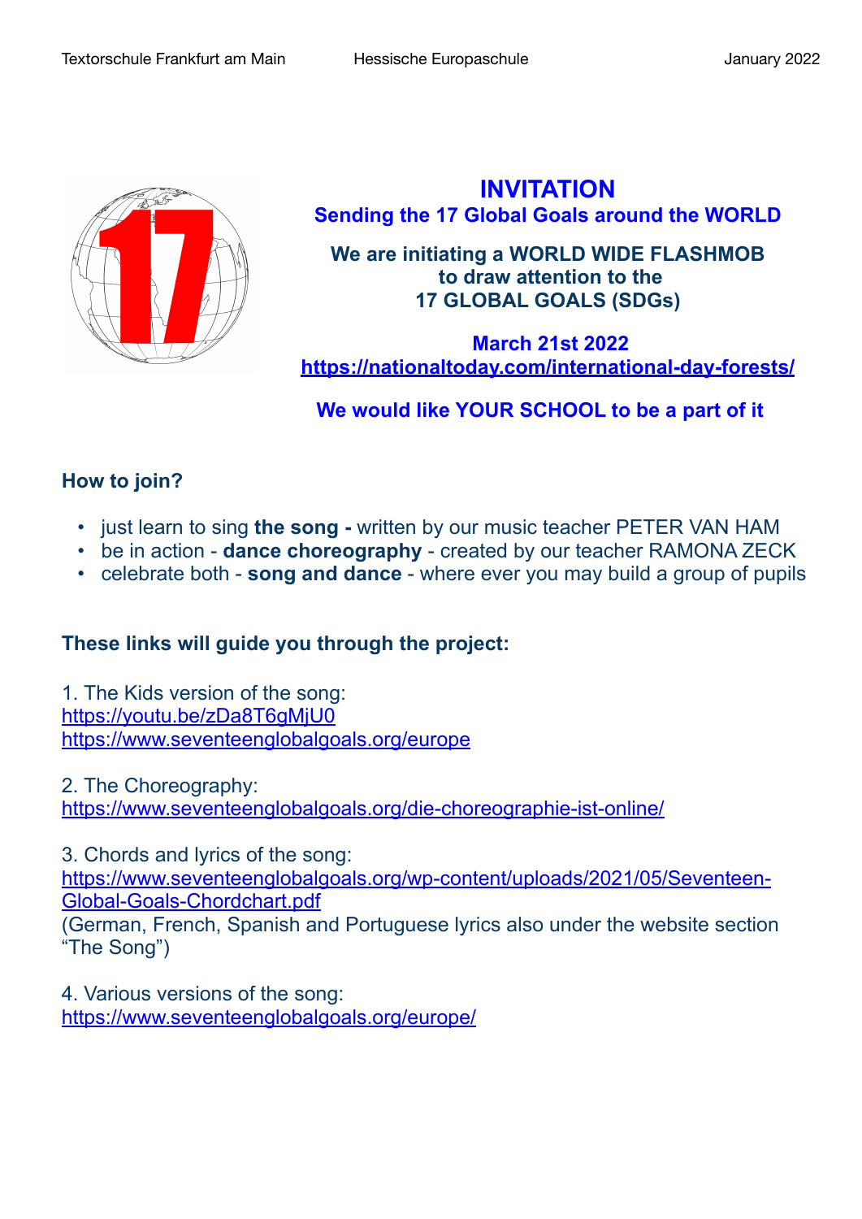Textorschule Frankfurt am Main Hessische Europaschule January 2022

# INVITATION

## Sending the 17 Global Goals around the WORLD

**We are initiating a WORLD WIDE FLASHMOB to draw attention to the 17 GLOBAL GOALS (SDGs)**

**March 21st 2022**
**https://nationaltoday.com/international-day-forests/**

**We would like YOUR SCHOOL to be a part of it**

### How to join?

- just learn to sing **the song -** written by our music teacher PETER VAN HAM
- be in action - **dance choreography** - created by our teacher RAMONA ZECK
- celebrate both - **song and dance** - where ever you may build a group of pupils

### These links will guide you through the project:

1. The Kids version of the song:
https://youtu.be/zDa8T6gMjU0
https://www.seventeenglobalgoals.org/europe

2. The Choreography:
https://www.seventeenglobalgoals.org/die-choreographie-ist-online/

3. Chords and lyrics of the song:
https://www.seventeenglobalgoals.org/wp-content/uploads/2021/05/Seventeen-Global-Goals-Chordchart.pdf
(German, French, Spanish and Portuguese lyrics also under the website section "The Song")

4. Various versions of the song:
https://www.seventeenglobalgoals.org/europe/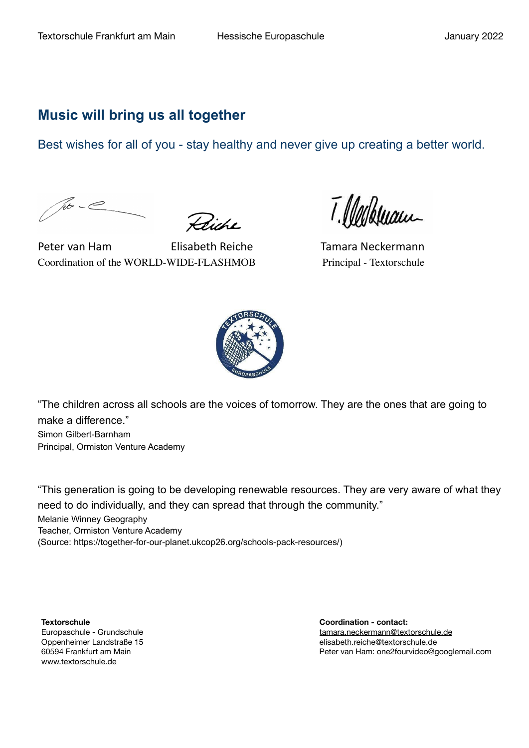## Music will bring us all together

Best wishes for all of you - stay healthy and never give up creating a better world.

Peter van Ham Elisabeth Reiche
Coordination of the WORLD-WIDE-FLASHMOB

Tamara Neckermann
Principal - Textorschule

"The children across all schools are the voices of tomorrow. They are the ones that are going to make a difference."
Simon Gilbert-Barnham
Principal, Ormiston Venture Academy

"This generation is going to be developing renewable resources. They are very aware of what they need to do individually, and they can spread that through the community."
Melanie Winney Geography
Teacher, Ormiston Venture Academy
(Source: https://together-for-our-planet.ukcop26.org/schools-pack-resources/)

**Textorschule**
Europaschule - Grundschule
Oppenheimer Landstraße 15
60594 Frankfurt am Main
www.textorschule.de

**Coordination - contact:**
tamara.neckermann@textorschule.de
elisabeth.reiche@textorschule.de
Peter van Ham: one2fourvideo@googlemail.com